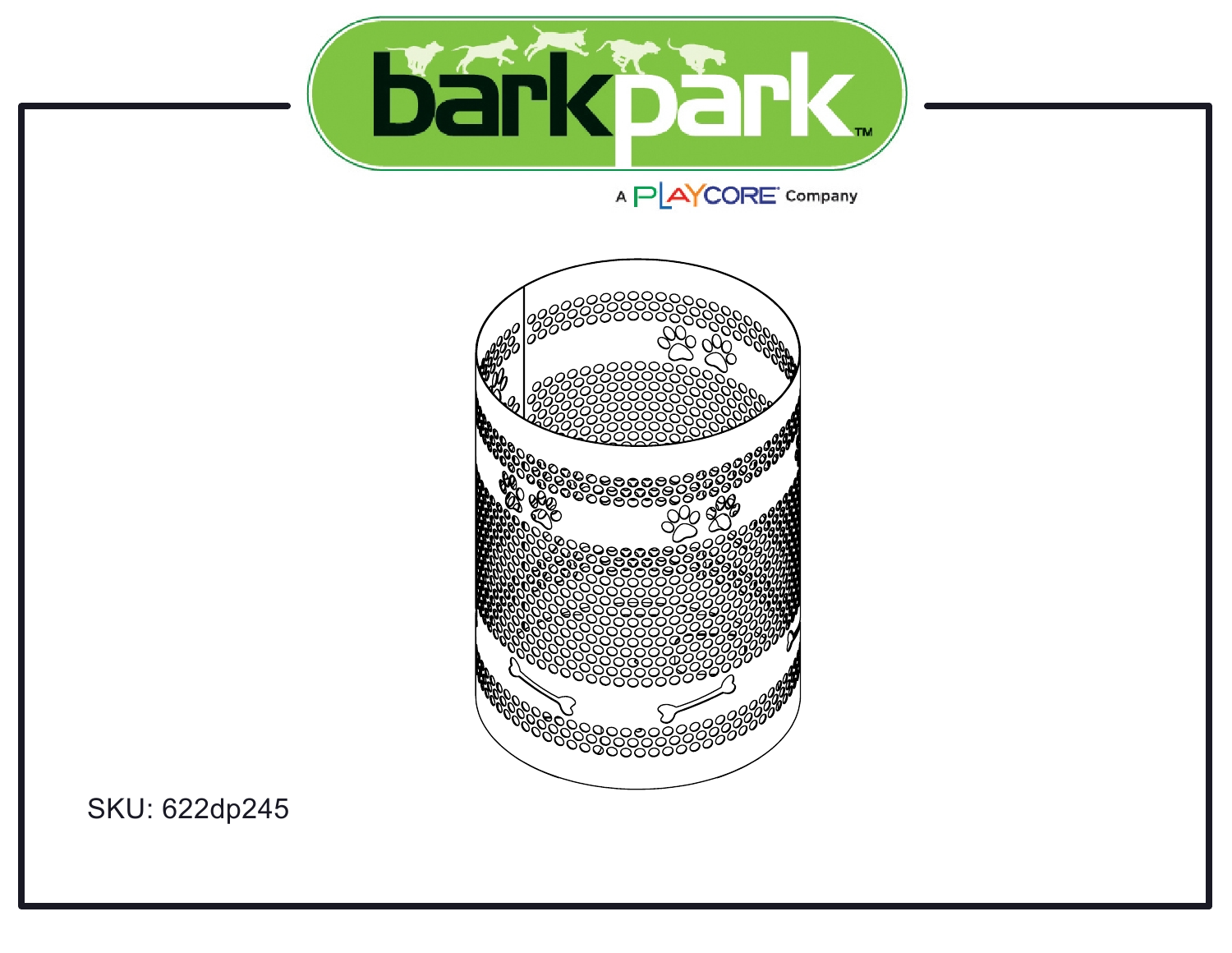barkpark™

A PLAYCORE Company

SKU: 622dp245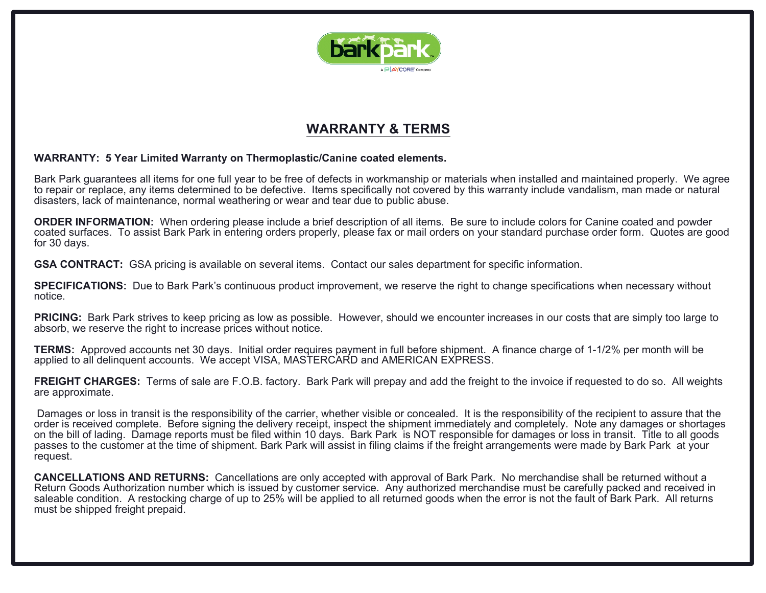# WARRANTY & TERMS

**WARRANTY: 5 Year Limited Warranty on Thermoplastic/Canine coated elements.**

Bark Park guarantees all items for one full year to be free of defects in workmanship or materials when installed and maintained properly. We agree to repair or replace, any items determined to be defective. Items specifically not covered by this warranty include vandalism, man made or natural disasters, lack of maintenance, normal weathering or wear and tear due to public abuse.

**ORDER INFORMATION:** When ordering please include a brief description of all items. Be sure to include colors for Canine coated and powder coated surfaces. To assist Bark Park in entering orders properly, please fax or mail orders on your standard purchase order form. Quotes are good for 30 days.

**GSA CONTRACT:** GSA pricing is available on several items. Contact our sales department for specific information.

**SPECIFICATIONS:** Due to Bark Park's continuous product improvement, we reserve the right to change specifications when necessary without notice.

**PRICING:** Bark Park strives to keep pricing as low as possible. However, should we encounter increases in our costs that are simply too large to absorb, we reserve the right to increase prices without notice.

**TERMS:** Approved accounts net 30 days. Initial order requires payment in full before shipment. A finance charge of 1-1/2% per month will be applied to all delinquent accounts. We accept VISA, MASTERCARD and AMERICAN EXPRESS.

**FREIGHT CHARGES:** Terms of sale are F.O.B. factory. Bark Park will prepay and add the freight to the invoice if requested to do so. All weights are approximate.

Damages or loss in transit is the responsibility of the carrier, whether visible or concealed. It is the responsibility of the recipient to assure that the order is received complete. Before signing the delivery receipt, inspect the shipment immediately and completely. Note any damages or shortages on the bill of lading. Damage reports must be filed within 10 days. Bark Park is NOT responsible for damages or loss in transit. Title to all goods passes to the customer at the time of shipment. Bark Park will assist in filing claims if the freight arrangements were made by Bark Park at your request.

**CANCELLATIONS AND RETURNS:** Cancellations are only accepted with approval of Bark Park. No merchandise shall be returned without a Return Goods Authorization number which is issued by customer service. Any authorized merchandise must be carefully packed and received in saleable condition. A restocking charge of up to 25% will be applied to all returned goods when the error is not the fault of Bark Park. All returns must be shipped freight prepaid.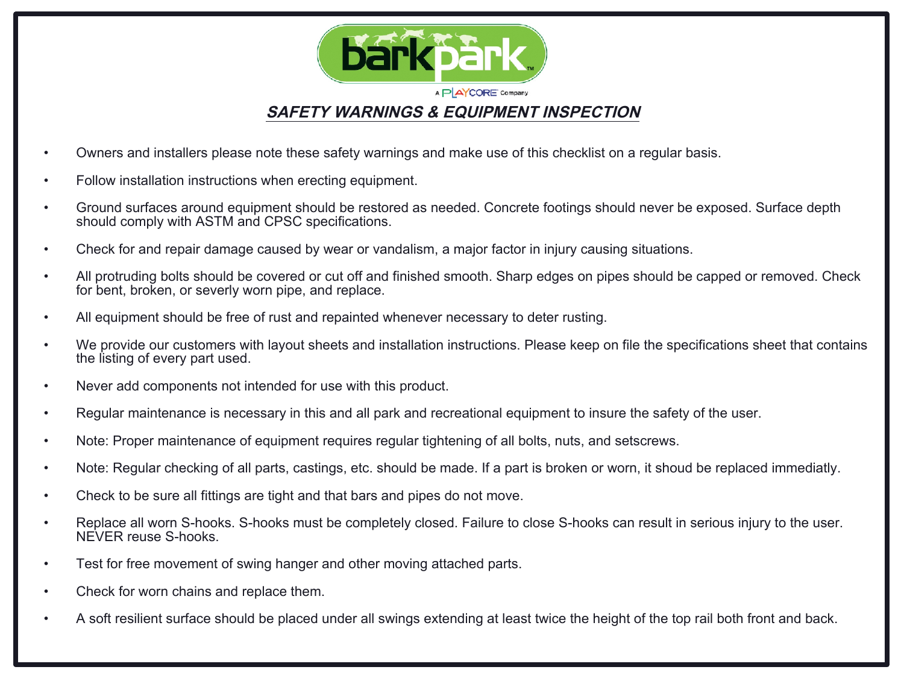barkpark™

A PLAYCORE Company

## ***SAFETY WARNINGS & EQUIPMENT INSPECTION***

- Owners and installers please note these safety warnings and make use of this checklist on a regular basis.
- Follow installation instructions when erecting equipment.
- Ground surfaces around equipment should be restored as needed. Concrete footings should never be exposed. Surface depth should comply with ASTM and CPSC specifications.
- Check for and repair damage caused by wear or vandalism, a major factor in injury causing situations.
- All protruding bolts should be covered or cut off and finished smooth. Sharp edges on pipes should be capped or removed. Check for bent, broken, or severly worn pipe, and replace.
- All equipment should be free of rust and repainted whenever necessary to deter rusting.
- We provide our customers with layout sheets and installation instructions. Please keep on file the specifications sheet that contains the listing of every part used.
- Never add components not intended for use with this product.
- Regular maintenance is necessary in this and all park and recreational equipment to insure the safety of the user.
- Note: Proper maintenance of equipment requires regular tightening of all bolts, nuts, and setscrews.
- Note: Regular checking of all parts, castings, etc. should be made. If a part is broken or worn, it shoud be replaced immediatly.
- Check to be sure all fittings are tight and that bars and pipes do not move.
- Replace all worn S-hooks. S-hooks must be completely closed. Failure to close S-hooks can result in serious injury to the user. NEVER reuse S-hooks.
- Test for free movement of swing hanger and other moving attached parts.
- Check for worn chains and replace them.
- A soft resilient surface should be placed under all swings extending at least twice the height of the top rail both front and back.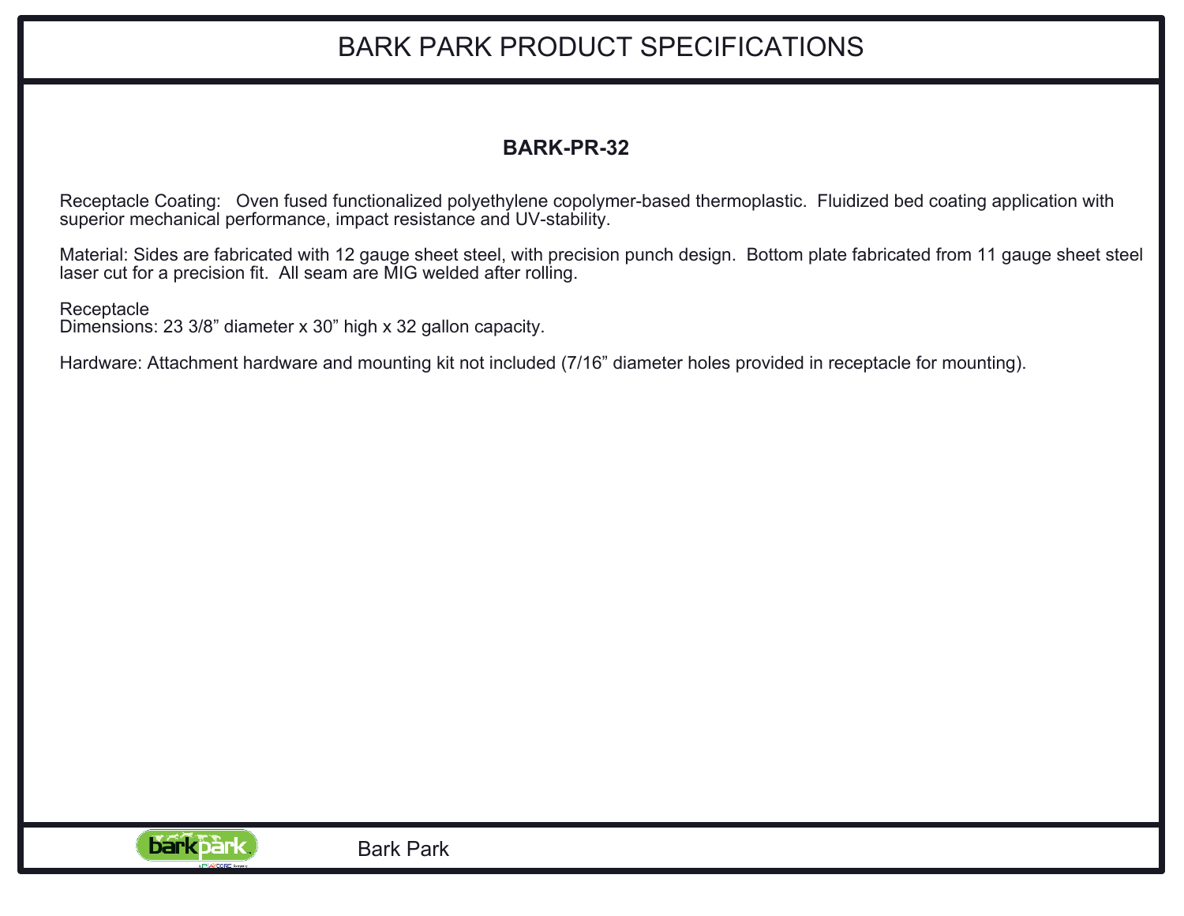# BARK PARK PRODUCT SPECIFICATIONS

## BARK-PR-32

Receptacle Coating: Oven fused functionalized polyethylene copolymer-based thermoplastic. Fluidized bed coating application with superior mechanical performance, impact resistance and UV-stability.

Material: Sides are fabricated with 12 gauge sheet steel, with precision punch design. Bottom plate fabricated from 11 gauge sheet steel laser cut for a precision fit. All seam are MIG welded after rolling.

Receptacle
Dimensions: 23 3/8" diameter x 30" high x 32 gallon capacity.

Hardware: Attachment hardware and mounting kit not included (7/16" diameter holes provided in receptacle for mounting).

Bark Park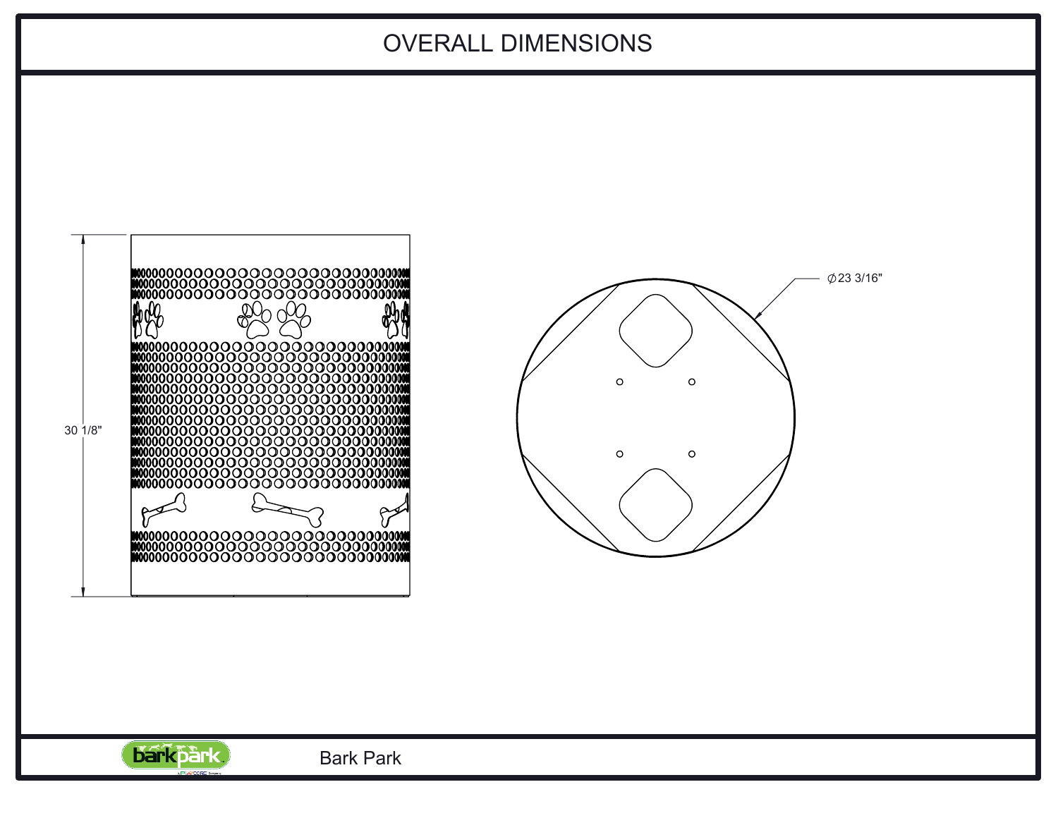# OVERALL DIMENSIONS

30 1/8"

∅23 3/16"

Bark Park